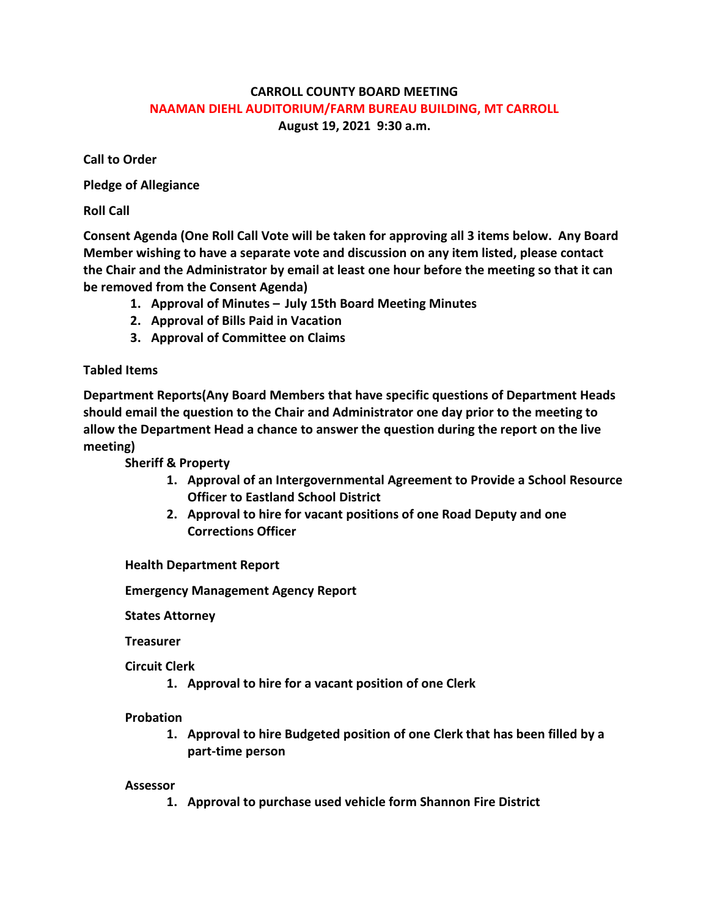# CARROLL COUNTY BOARD MEETING

## NAAMAN DIEHL AUDITORIUM/FARM BUREAU BUILDING, MT CARROLL

**August 19, 2021 9:30 a.m.**

**Call to Order**

**Pledge of Allegiance**

**Roll Call**

**Consent Agenda (One Roll Call Vote will be taken for approving all 3 items below. Any Board Member wishing to have a separate vote and discussion on any item listed, please contact the Chair and the Administrator by email at least one hour before the meeting so that it can be removed from the Consent Agenda)**

1. **Approval of Minutes – July 15th Board Meeting Minutes**
2. **Approval of Bills Paid in Vacation**
3. **Approval of Committee on Claims**

**Tabled Items**

**Department Reports(Any Board Members that have specific questions of Department Heads should email the question to the Chair and Administrator one day prior to the meeting to allow the Department Head a chance to answer the question during the report on the live meeting)**

**Sheriff & Property**

1. **Approval of an Intergovernmental Agreement to Provide a School Resource Officer to Eastland School District**
2. **Approval to hire for vacant positions of one Road Deputy and one Corrections Officer**

**Health Department Report**

**Emergency Management Agency Report**

**States Attorney**

**Treasurer**

**Circuit Clerk**

1. **Approval to hire for a vacant position of one Clerk**

**Probation**

1. **Approval to hire Budgeted position of one Clerk that has been filled by a part-time person**

**Assessor**

1. **Approval to purchase used vehicle form Shannon Fire District**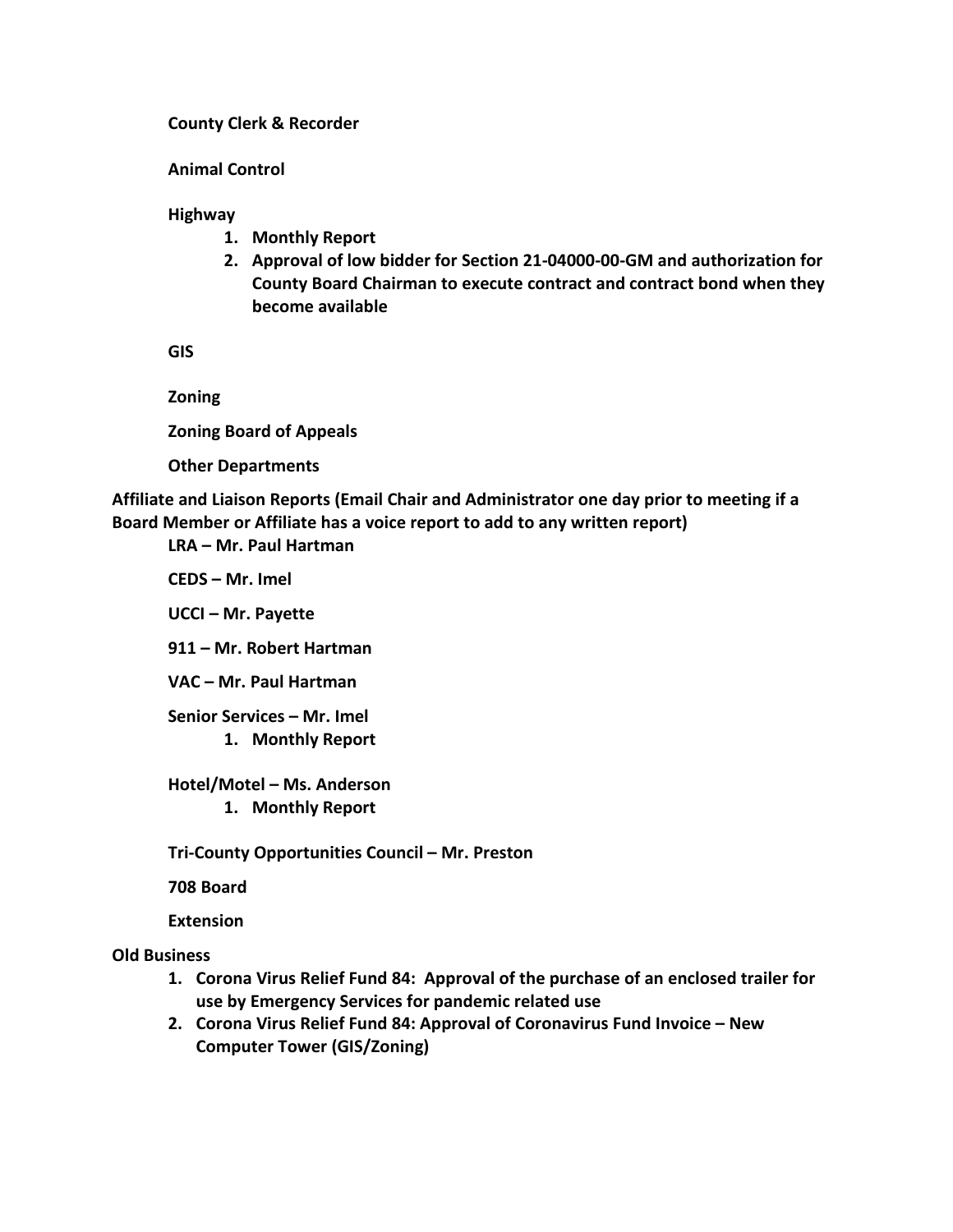**County Clerk & Recorder**

**Animal Control**

**Highway**

1. **Monthly Report**
2. **Approval of low bidder for Section 21-04000-00-GM and authorization for County Board Chairman to execute contract and contract bond when they become available**

**GIS**

**Zoning**

**Zoning Board of Appeals**

**Other Departments**

**Affiliate and Liaison Reports (Email Chair and Administrator one day prior to meeting if a Board Member or Affiliate has a voice report to add to any written report)**

**LRA – Mr. Paul Hartman**

**CEDS – Mr. Imel**

**UCCI – Mr. Payette**

**911 – Mr. Robert Hartman**

**VAC – Mr. Paul Hartman**

**Senior Services – Mr. Imel**

1. **Monthly Report**

**Hotel/Motel – Ms. Anderson**

1. **Monthly Report**

**Tri-County Opportunities Council – Mr. Preston**

**708 Board**

**Extension**

**Old Business**

1. **Corona Virus Relief Fund 84: Approval of the purchase of an enclosed trailer for use by Emergency Services for pandemic related use**
2. **Corona Virus Relief Fund 84: Approval of Coronavirus Fund Invoice – New Computer Tower (GIS/Zoning)**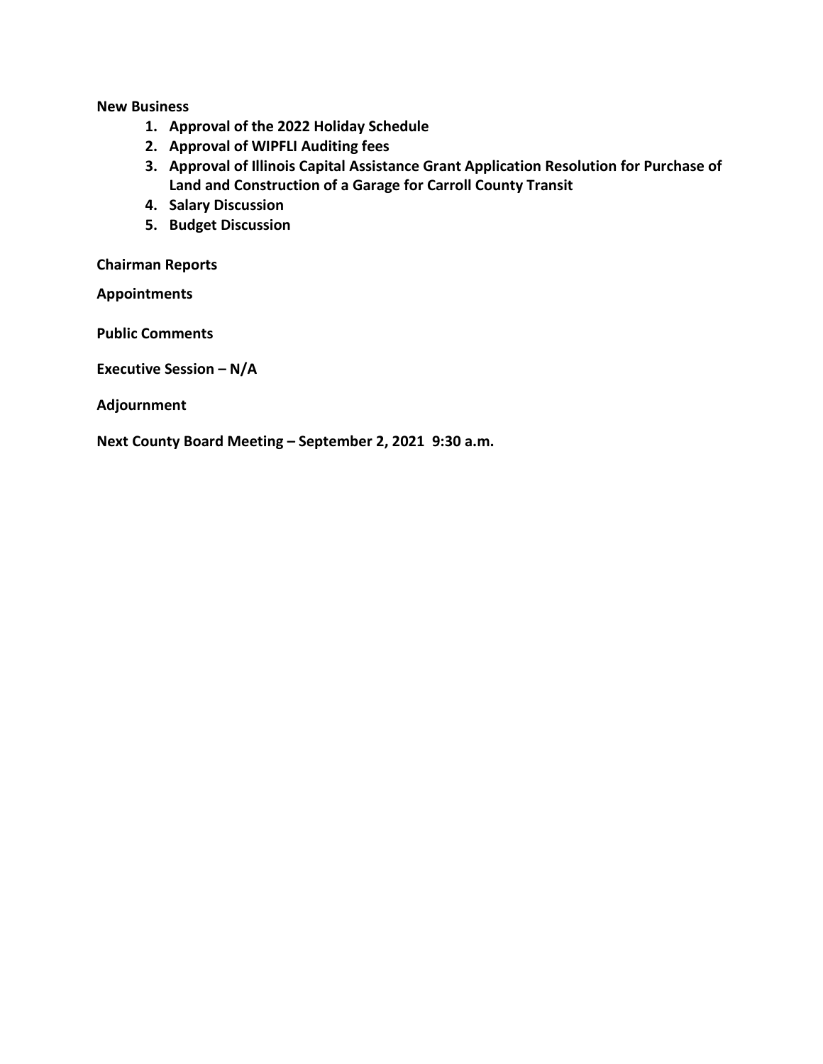**New Business**

1. **Approval of the 2022 Holiday Schedule**
2. **Approval of WIPFLI Auditing fees**
3. **Approval of Illinois Capital Assistance Grant Application Resolution for Purchase of Land and Construction of a Garage for Carroll County Transit**
4. **Salary Discussion**
5. **Budget Discussion**

**Chairman Reports**

**Appointments**

**Public Comments**

**Executive Session – N/A**

**Adjournment**

**Next County Board Meeting – September 2, 2021 9:30 a.m.**